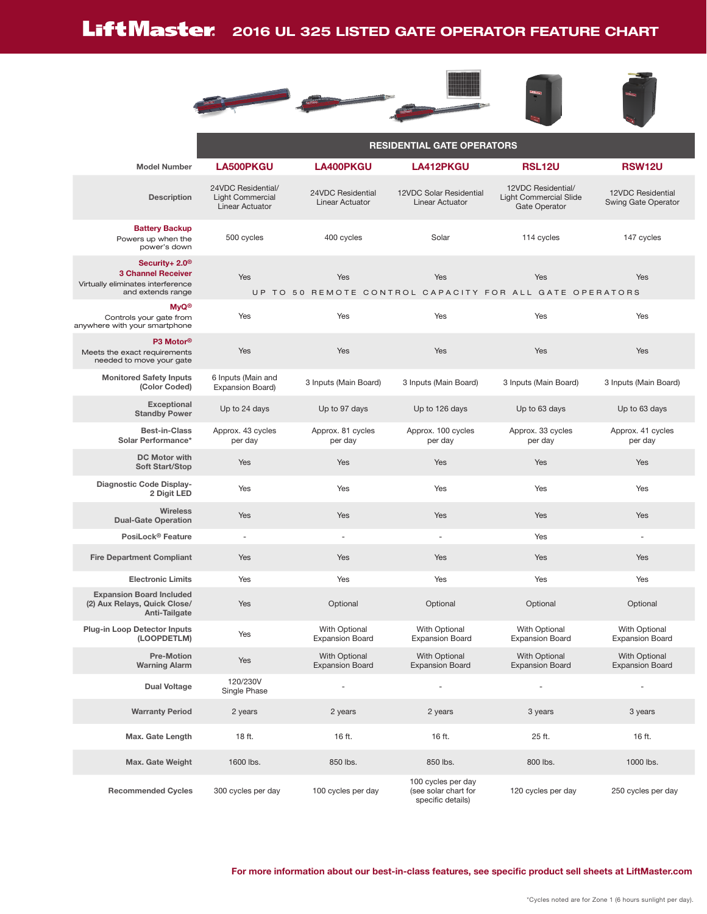# LiftMaster 2016 UL 325 LISTED GATE OPERATOR FEATURE CHART

| | RESIDENTIAL GATE OPERATORS | | | | |
|---|---|---|---|---|---|
| **Model Number** | **LA500PKGU** | **LA400PKGU** | **LA412PKGU** | **RSL12U** | **RSW12U** |
| **Description** | 24VDC Residential/ Light Commercial Linear Actuator | 24VDC Residential Linear Actuator | 12VDC Solar Residential Linear Actuator | 12VDC Residential/ Light Commercial Slide Gate Operator | 12VDC Residential Swing Gate Operator |
| **Battery Backup** Powers up when the power's down | 500 cycles | 400 cycles | Solar | 114 cycles | 147 cycles |
| **Security+ 2.0® 3 Channel Receiver** Virtually eliminates interference and extends range | Yes | Yes | Yes | Yes | Yes |
| | UP TO 50 REMOTE CONTROL CAPACITY FOR ALL GATE OPERATORS | | | | |
| **MyQ®** Controls your gate from anywhere with your smartphone | Yes | Yes | Yes | Yes | Yes |
| **P3 Motor®** Meets the exact requirements needed to move your gate | Yes | Yes | Yes | Yes | Yes |
| **Monitored Safety Inputs (Color Coded)** | 6 Inputs (Main and Expansion Board) | 3 Inputs (Main Board) | 3 Inputs (Main Board) | 3 Inputs (Main Board) | 3 Inputs (Main Board) |
| **Exceptional Standby Power** | Up to 24 days | Up to 97 days | Up to 126 days | Up to 63 days | Up to 63 days |
| **Best-in-Class Solar Performance*** | Approx. 43 cycles per day | Approx. 81 cycles per day | Approx. 100 cycles per day | Approx. 33 cycles per day | Approx. 41 cycles per day |
| **DC Motor with Soft Start/Stop** | Yes | Yes | Yes | Yes | Yes |
| **Diagnostic Code Display- 2 Digit LED** | Yes | Yes | Yes | Yes | Yes |
| **Wireless Dual-Gate Operation** | Yes | Yes | Yes | Yes | Yes |
| **PosiLock® Feature** | - | - | - | Yes | - |
| **Fire Department Compliant** | Yes | Yes | Yes | Yes | Yes |
| **Electronic Limits** | Yes | Yes | Yes | Yes | Yes |
| **Expansion Board Included (2) Aux Relays, Quick Close/ Anti-Tailgate** | Yes | Optional | Optional | Optional | Optional |
| **Plug-in Loop Detector Inputs (LOOPDETLM)** | Yes | With Optional Expansion Board | With Optional Expansion Board | With Optional Expansion Board | With Optional Expansion Board |
| **Pre-Motion Warning Alarm** | Yes | With Optional Expansion Board | With Optional Expansion Board | With Optional Expansion Board | With Optional Expansion Board |
| **Dual Voltage** | 120/230V Single Phase | - | - | - | - |
| **Warranty Period** | 2 years | 2 years | 2 years | 3 years | 3 years |
| **Max. Gate Length** | 18 ft. | 16 ft. | 16 ft. | 25 ft. | 16 ft. |
| **Max. Gate Weight** | 1600 lbs. | 850 lbs. | 850 lbs. | 800 lbs. | 1000 lbs. |
| **Recommended Cycles** | 300 cycles per day | 100 cycles per day | 100 cycles per day (see solar chart for specific details) | 120 cycles per day | 250 cycles per day |

**For more information about our best-in-class features, see specific product sell sheets at LiftMaster.com**

*Cycles noted are for Zone 1 (6 hours sunlight per day).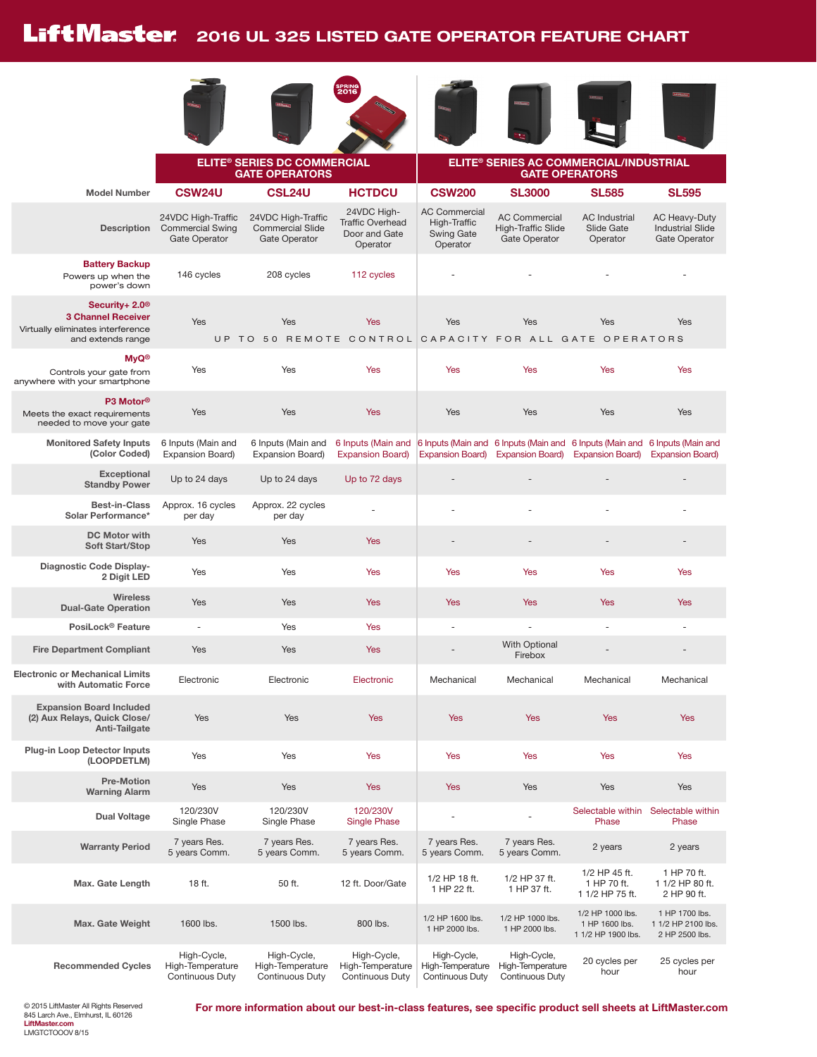# LiftMaster 2016 UL 325 LISTED GATE OPERATOR FEATURE CHART

| | ELITE® SERIES DC COMMERCIAL GATE OPERATORS | | | ELITE® SERIES AC COMMERCIAL/INDUSTRIAL GATE OPERATORS | | | |
|---|---|---|---|---|---|---|---|
| **Model Number** | **CSW24U** | **CSL24U** | **HCTDCU** (SPRING 2016) | **CSW200** | **SL3000** | **SL585** | **SL595** |
| **Description** | 24VDC High-Traffic Commercial Swing Gate Operator | 24VDC High-Traffic Commercial Slide Gate Operator | 24VDC High-Traffic Overhead Door and Gate Operator | AC Commercial High-Traffic Swing Gate Operator | AC Commercial High-Traffic Slide Gate Operator | AC Industrial Slide Gate Operator | AC Heavy-Duty Industrial Slide Gate Operator |
| **Battery Backup** Powers up when the power's down | 146 cycles | 208 cycles | 112 cycles | - | - | - | - |
| **Security+ 2.0® 3 Channel Receiver** Virtually eliminates interference and extends range (UP TO 50 REMOTE CONTROL CAPACITY FOR ALL GATE OPERATORS) | Yes | Yes | Yes | Yes | Yes | Yes | Yes |
| **MyQ®** Controls your gate from anywhere with your smartphone | Yes | Yes | Yes | Yes | Yes | Yes | Yes |
| **P3 Motor®** Meets the exact requirements needed to move your gate | Yes | Yes | Yes | Yes | Yes | Yes | Yes |
| **Monitored Safety Inputs (Color Coded)** | 6 Inputs (Main and Expansion Board) | 6 Inputs (Main and Expansion Board) | 6 Inputs (Main and Expansion Board) | 6 Inputs (Main and Expansion Board) | 6 Inputs (Main and Expansion Board) | 6 Inputs (Main and Expansion Board) | 6 Inputs (Main and Expansion Board) |
| **Exceptional Standby Power** | Up to 24 days | Up to 24 days | Up to 72 days | - | - | - | - |
| **Best-in-Class Solar Performance*** | Approx. 16 cycles per day | Approx. 22 cycles per day | - | - | - | - | - |
| **DC Motor with Soft Start/Stop** | Yes | Yes | Yes | - | - | - | - |
| **Diagnostic Code Display- 2 Digit LED** | Yes | Yes | Yes | Yes | Yes | Yes | Yes |
| **Wireless Dual-Gate Operation** | Yes | Yes | Yes | Yes | Yes | Yes | Yes |
| **PosiLock® Feature** | - | Yes | Yes | - | - | - | - |
| **Fire Department Compliant** | Yes | Yes | Yes | - | With Optional Firebox | - | - |
| **Electronic or Mechanical Limits with Automatic Force** | Electronic | Electronic | Electronic | Mechanical | Mechanical | Mechanical | Mechanical |
| **Expansion Board Included (2) Aux Relays, Quick Close/ Anti-Tailgate** | Yes | Yes | Yes | Yes | Yes | Yes | Yes |
| **Plug-in Loop Detector Inputs (LOOPDETLM)** | Yes | Yes | Yes | Yes | Yes | Yes | Yes |
| **Pre-Motion Warning Alarm** | Yes | Yes | Yes | Yes | Yes | Yes | Yes |
| **Dual Voltage** | 120/230V Single Phase | 120/230V Single Phase | 120/230V Single Phase | - | - | Selectable within Phase | Selectable within Phase |
| **Warranty Period** | 7 years Res. 5 years Comm. | 7 years Res. 5 years Comm. | 7 years Res. 5 years Comm. | 7 years Res. 5 years Comm. | 7 years Res. 5 years Comm. | 2 years | 2 years |
| **Max. Gate Length** | 18 ft. | 50 ft. | 12 ft. Door/Gate | 1/2 HP 18 ft. 1 HP 22 ft. | 1/2 HP 37 ft. 1 HP 37 ft. | 1/2 HP 45 ft. 1 HP 70 ft. 1 1/2 HP 75 ft. | 1 HP 70 ft. 1 1/2 HP 80 ft. 2 HP 90 ft. |
| **Max. Gate Weight** | 1600 lbs. | 1500 lbs. | 800 lbs. | 1/2 HP 1600 lbs. 1 HP 2000 lbs. | 1/2 HP 1000 lbs. 1 HP 2000 lbs. | 1/2 HP 1000 lbs. 1 HP 1600 lbs. 1 1/2 HP 1900 lbs. | 1 HP 1700 lbs. 1 1/2 HP 2100 lbs. 2 HP 2500 lbs. |
| **Recommended Cycles** | High-Cycle, High-Temperature Continuous Duty | High-Cycle, High-Temperature Continuous Duty | High-Cycle, High-Temperature Continuous Duty | High-Cycle, High-Temperature Continuous Duty | High-Cycle, High-Temperature Continuous Duty | 20 cycles per hour | 25 cycles per hour |

**For more information about our best-in-class features, see specific product sell sheets at LiftMaster.com**

© 2015 LiftMaster All Rights Reserved
845 Larch Ave., Elmhurst, IL 60126
LiftMaster.com
LMGTCTOOOV 8/15